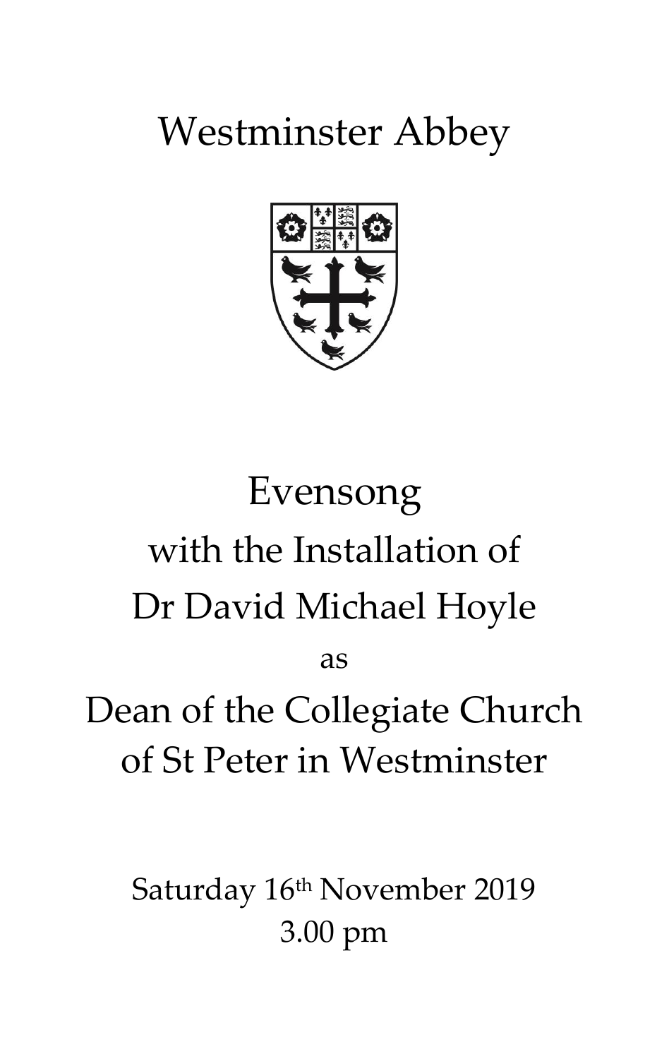# Westminster Abbey

# Evensong

## with the Installation of Dr David Michael Hoyle

as

## Dean of the Collegiate Church of St Peter in Westminster

Saturday 16th November 2019
3.00 pm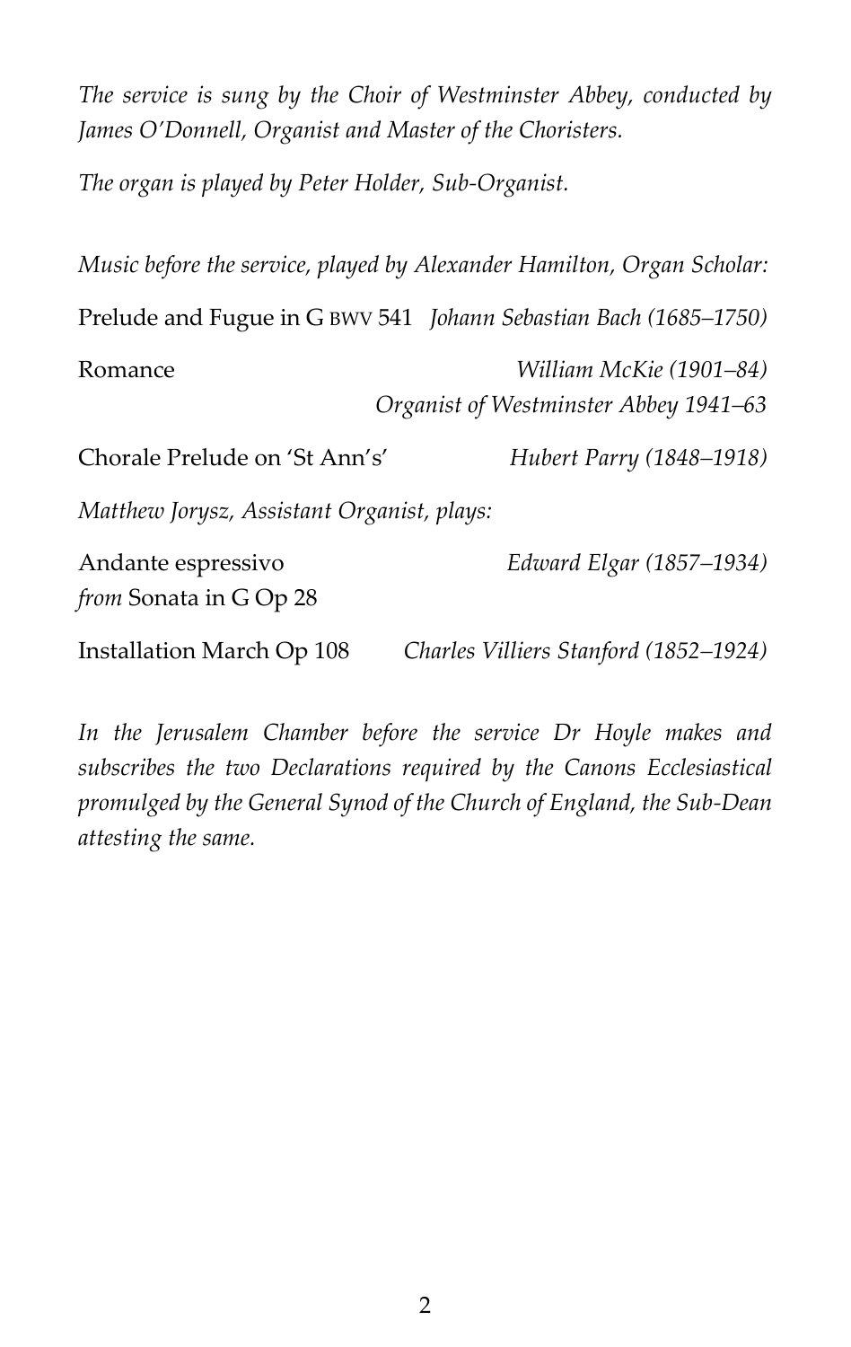*The service is sung by the Choir of Westminster Abbey, conducted by James O'Donnell, Organist and Master of the Choristers.*

*The organ is played by Peter Holder, Sub-Organist.*

*Music before the service, played by Alexander Hamilton, Organ Scholar:*

Prelude and Fugue in G BWV 541 *Johann Sebastian Bach (1685–1750)*

Romance *William McKie (1901–84)*
*Organist of Westminster Abbey 1941–63*

Chorale Prelude on 'St Ann's' *Hubert Parry (1848–1918)*

*Matthew Jorysz, Assistant Organist, plays:*

Andante espressivo *Edward Elgar (1857–1934)*
*from* Sonata in G Op 28

Installation March Op 108 *Charles Villiers Stanford (1852–1924)*

*In the Jerusalem Chamber before the service Dr Hoyle makes and subscribes the two Declarations required by the Canons Ecclesiastical promulged by the General Synod of the Church of England, the Sub-Dean attesting the same.*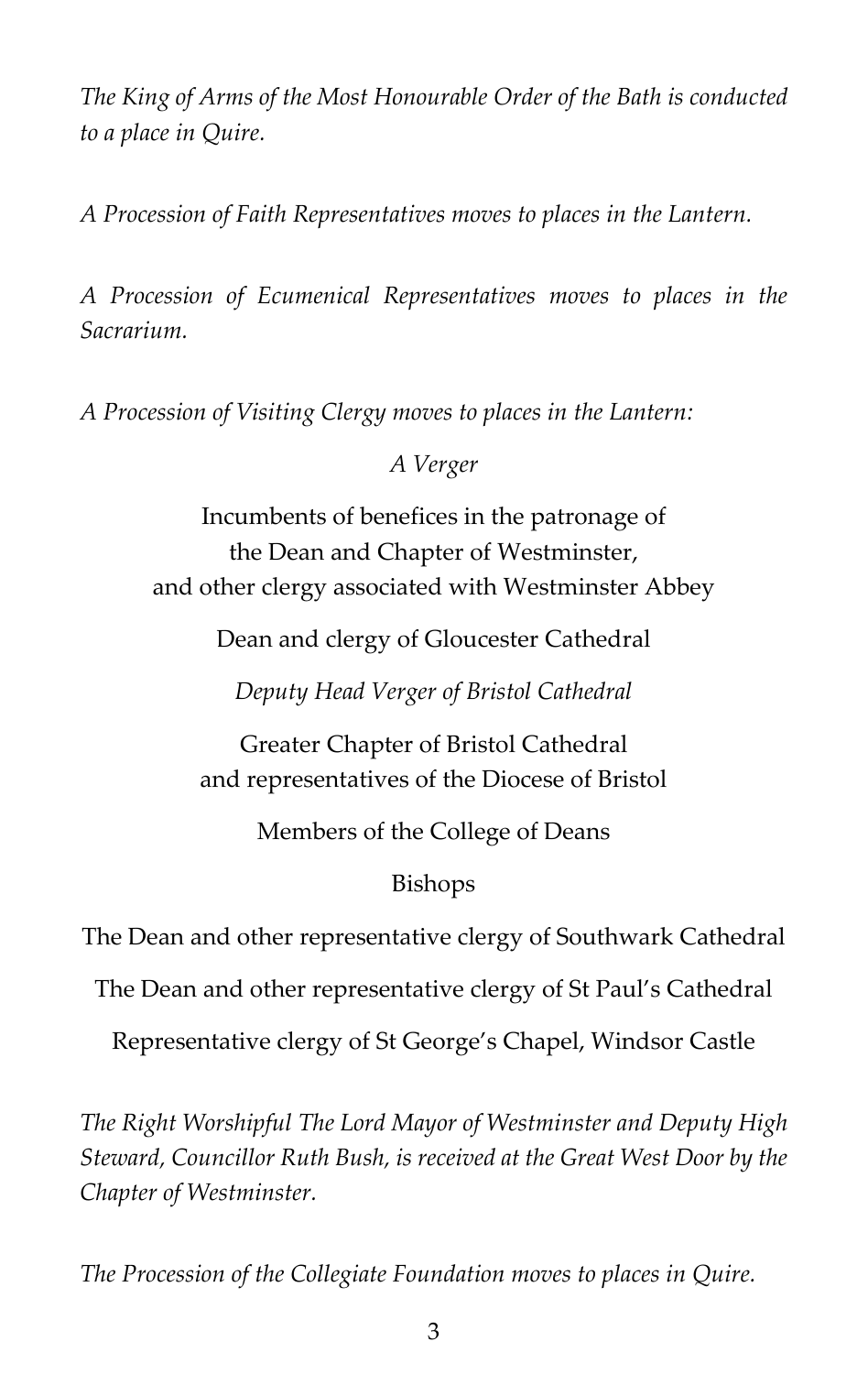*The King of Arms of the Most Honourable Order of the Bath is conducted to a place in Quire.*

*A Procession of Faith Representatives moves to places in the Lantern.*

*A Procession of Ecumenical Representatives moves to places in the Sacrarium.*

*A Procession of Visiting Clergy moves to places in the Lantern:*

*A Verger*

Incumbents of benefices in the patronage of
the Dean and Chapter of Westminster,
and other clergy associated with Westminster Abbey

Dean and clergy of Gloucester Cathedral

*Deputy Head Verger of Bristol Cathedral*

Greater Chapter of Bristol Cathedral
and representatives of the Diocese of Bristol

Members of the College of Deans

Bishops

The Dean and other representative clergy of Southwark Cathedral

The Dean and other representative clergy of St Paul's Cathedral

Representative clergy of St George's Chapel, Windsor Castle

*The Right Worshipful The Lord Mayor of Westminster and Deputy High Steward, Councillor Ruth Bush, is received at the Great West Door by the Chapter of Westminster.*

*The Procession of the Collegiate Foundation moves to places in Quire.*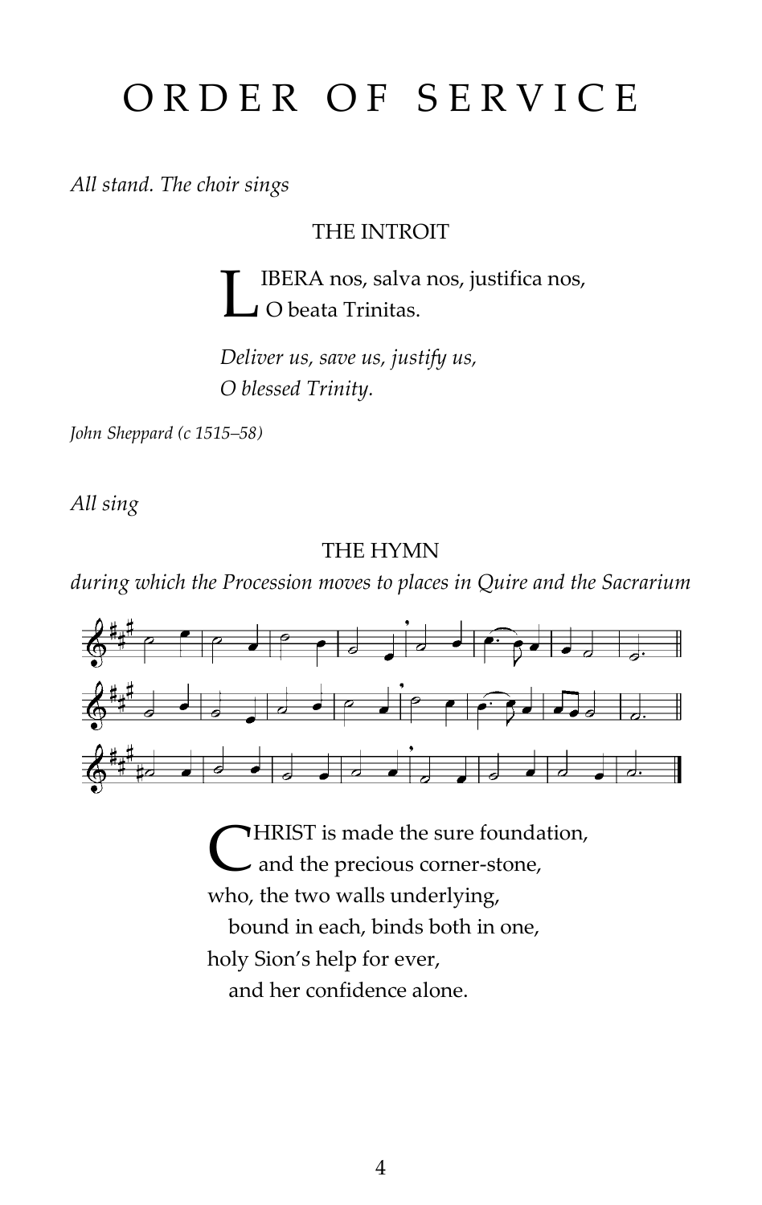# ORDER OF SERVICE

*All stand. The choir sings*

THE INTROIT

LIBERA nos, salva nos, justifica nos,
O beata Trinitas.

*Deliver us, save us, justify us,*
*O blessed Trinity.*

*John Sheppard (c 1515–58)*

*All sing*

THE HYMN

*during which the Procession moves to places in Quire and the Sacrarium*

CHRIST is made the sure foundation,
  and the precious corner-stone,
who, the two walls underlying,
  bound in each, binds both in one,
holy Sion's help for ever,
  and her confidence alone.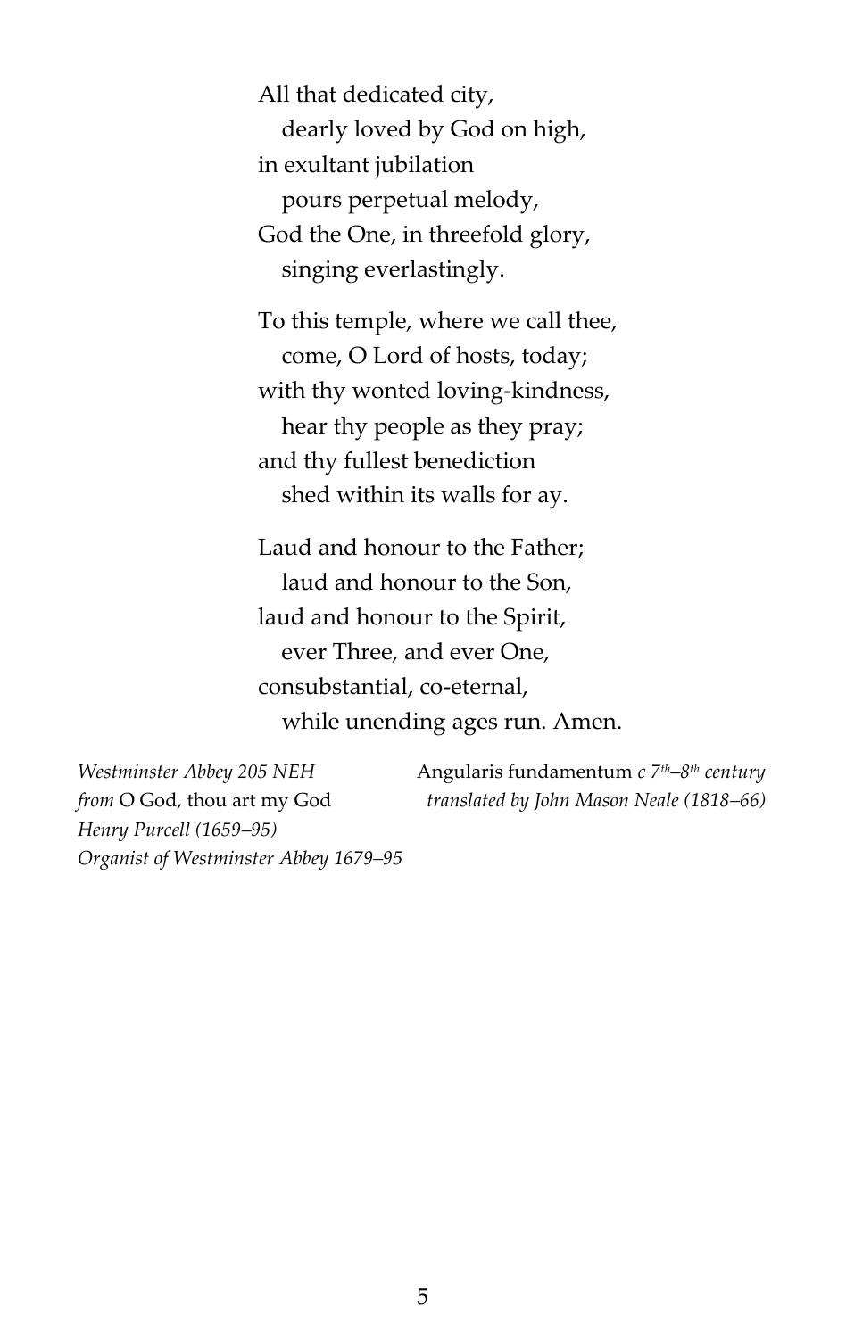All that dedicated city,
   dearly loved by God on high,
in exultant jubilation
   pours perpetual melody,
God the One, in threefold glory,
   singing everlastingly.

To this temple, where we call thee,
   come, O Lord of hosts, today;
with thy wonted loving-kindness,
   hear thy people as they pray;
and thy fullest benediction
   shed within its walls for ay.

Laud and honour to the Father;
   laud and honour to the Son,
laud and honour to the Spirit,
   ever Three, and ever One,
consubstantial, co-eternal,
   while unending ages run. Amen.

*Westminster Abbey 205 NEH*
*from* O God, thou art my God
*Henry Purcell (1659–95)*
*Organist of Westminster Abbey 1679–95*

Angularis fundamentum *c 7th–8th century*
*translated by John Mason Neale (1818–66)*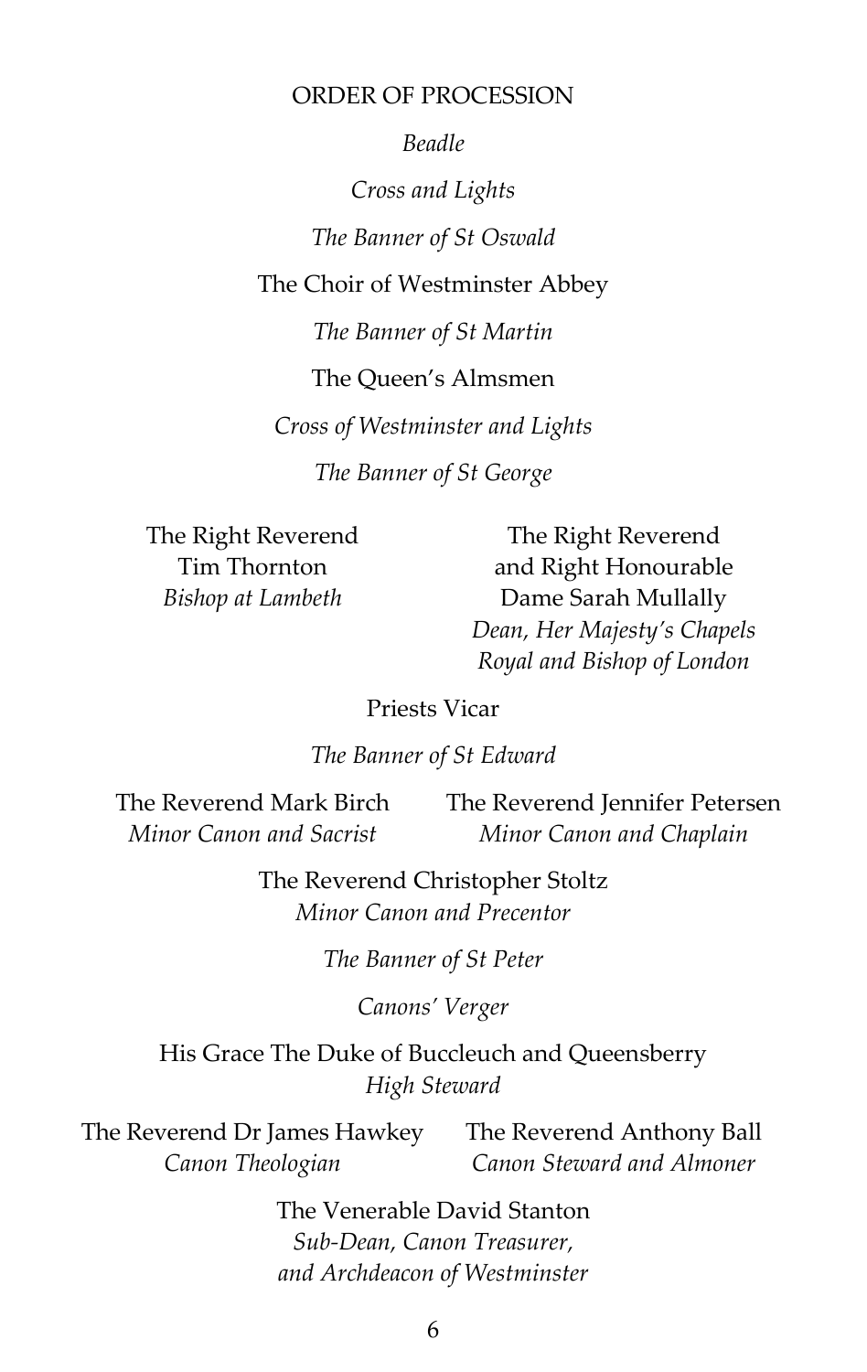## ORDER OF PROCESSION

*Beadle*

*Cross and Lights*

*The Banner of St Oswald*

The Choir of Westminster Abbey

*The Banner of St Martin*

The Queen's Almsmen

*Cross of Westminster and Lights*

*The Banner of St George*

The Right Reverend
Tim Thornton
*Bishop at Lambeth*

The Right Reverend
and Right Honourable
Dame Sarah Mullally
*Dean, Her Majesty's Chapels Royal and Bishop of London*

Priests Vicar

*The Banner of St Edward*

The Reverend Mark Birch
*Minor Canon and Sacrist*

The Reverend Jennifer Petersen
*Minor Canon and Chaplain*

The Reverend Christopher Stoltz
*Minor Canon and Precentor*

*The Banner of St Peter*

*Canons' Verger*

His Grace The Duke of Buccleuch and Queensberry
*High Steward*

The Reverend Dr James Hawkey
*Canon Theologian*

The Reverend Anthony Ball
*Canon Steward and Almoner*

The Venerable David Stanton
*Sub-Dean, Canon Treasurer, and Archdeacon of Westminster*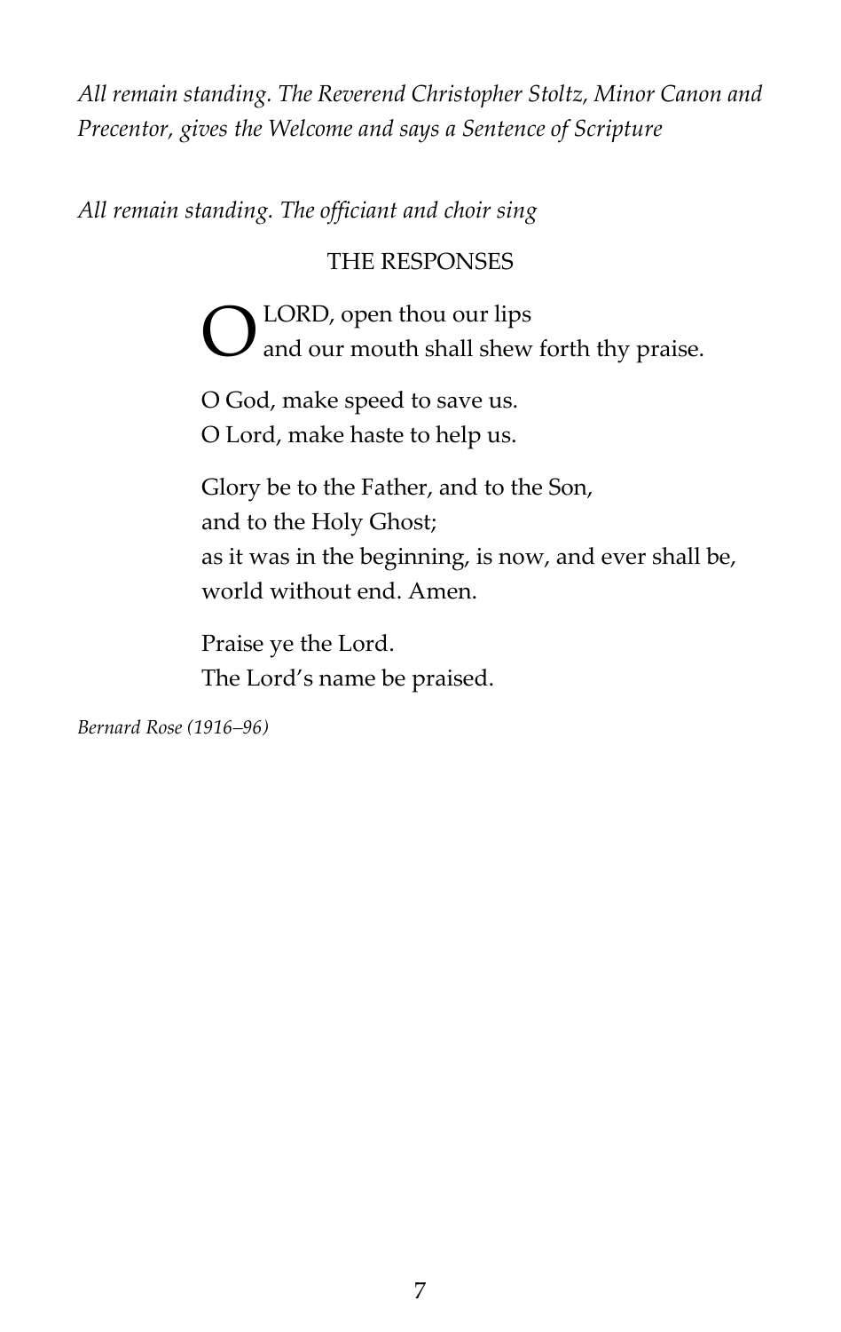*All remain standing. The Reverend Christopher Stoltz, Minor Canon and Precentor, gives the Welcome and says a Sentence of Scripture*

*All remain standing. The officiant and choir sing*

## THE RESPONSES

O LORD, open thou our lips
and our mouth shall shew forth thy praise.

O God, make speed to save us.
O Lord, make haste to help us.

Glory be to the Father, and to the Son,
and to the Holy Ghost;
as it was in the beginning, is now, and ever shall be,
world without end. Amen.

Praise ye the Lord.
The Lord's name be praised.

*Bernard Rose (1916–96)*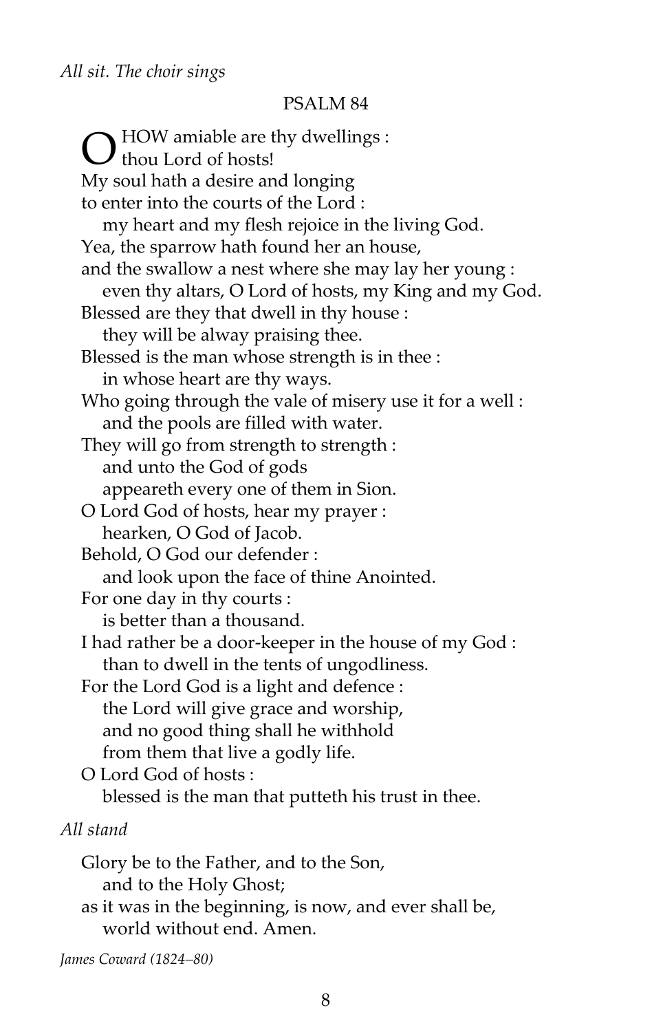*All sit. The choir sings*

## PSALM 84

O HOW amiable are thy dwellings :
thou Lord of hosts!
My soul hath a desire and longing
to enter into the courts of the Lord :
my heart and my flesh rejoice in the living God.
Yea, the sparrow hath found her an house,
and the swallow a nest where she may lay her young :
even thy altars, O Lord of hosts, my King and my God.
Blessed are they that dwell in thy house :
they will be alway praising thee.
Blessed is the man whose strength is in thee :
in whose heart are thy ways.
Who going through the vale of misery use it for a well :
and the pools are filled with water.
They will go from strength to strength :
and unto the God of gods
appeareth every one of them in Sion.
O Lord God of hosts, hear my prayer :
hearken, O God of Jacob.
Behold, O God our defender :
and look upon the face of thine Anointed.
For one day in thy courts :
is better than a thousand.
I had rather be a door-keeper in the house of my God :
than to dwell in the tents of ungodliness.
For the Lord God is a light and defence :
the Lord will give grace and worship,
and no good thing shall he withhold
from them that live a godly life.
O Lord God of hosts :
blessed is the man that putteth his trust in thee.

*All stand*

Glory be to the Father, and to the Son,
and to the Holy Ghost;
as it was in the beginning, is now, and ever shall be,
world without end. Amen.

*James Coward (1824–80)*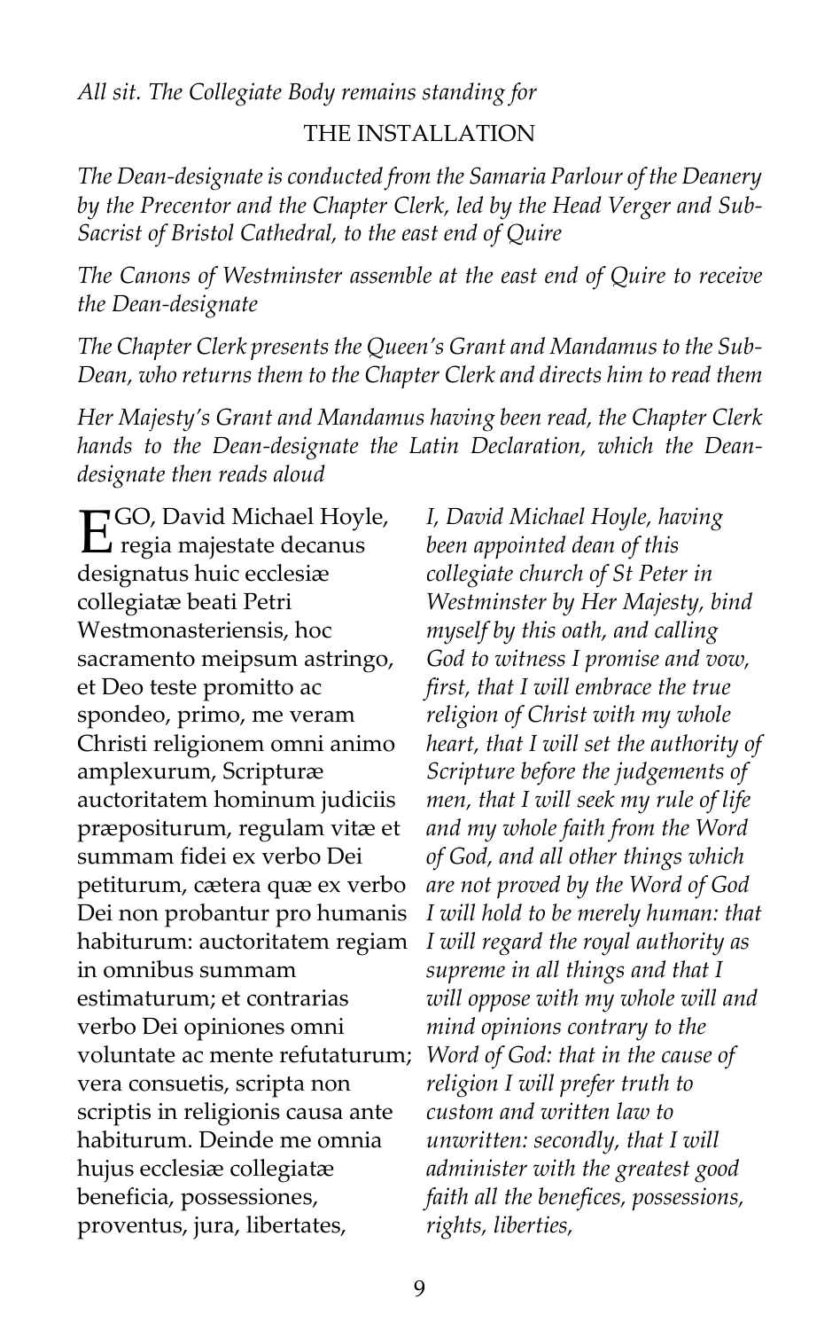*All sit. The Collegiate Body remains standing for*

## THE INSTALLATION

*The Dean-designate is conducted from the Samaria Parlour of the Deanery by the Precentor and the Chapter Clerk, led by the Head Verger and Sub-Sacrist of Bristol Cathedral, to the east end of Quire*

*The Canons of Westminster assemble at the east end of Quire to receive the Dean-designate*

*The Chapter Clerk presents the Queen's Grant and Mandamus to the Sub-Dean, who returns them to the Chapter Clerk and directs him to read them*

*Her Majesty's Grant and Mandamus having been read, the Chapter Clerk hands to the Dean-designate the Latin Declaration, which the Dean-designate then reads aloud*

EGO, David Michael Hoyle, regia majestate decanus designatus huic ecclesiæ collegiatæ beati Petri Westmonasteriensis, hoc sacramento meipsum astringo, et Deo teste promitto ac spondeo, primo, me veram Christi religionem omni animo amplexurum, Scripturæ auctoritatem hominum judiciis præpositurum, regulam vitæ et summam fidei ex verbo Dei petiturum, cætera quæ ex verbo Dei non probantur pro humanis habiturum: auctoritatem regiam in omnibus summam estimaturum; et contrarias verbo Dei opiniones omni voluntate ac mente refutaturum; vera consuetis, scripta non scriptis in religionis causa ante habiturum. Deinde me omnia hujus ecclesiæ collegiatæ beneficia, possessiones, proventus, jura, libertates,

*I, David Michael Hoyle, having been appointed dean of this collegiate church of St Peter in Westminster by Her Majesty, bind myself by this oath, and calling God to witness I promise and vow, first, that I will embrace the true religion of Christ with my whole heart, that I will set the authority of Scripture before the judgements of men, that I will seek my rule of life and my whole faith from the Word of God, and all other things which are not proved by the Word of God I will hold to be merely human: that I will regard the royal authority as supreme in all things and that I will oppose with my whole will and mind opinions contrary to the Word of God: that in the cause of religion I will prefer truth to custom and written law to unwritten: secondly, that I will administer with the greatest good faith all the benefices, possessions, rights, liberties,*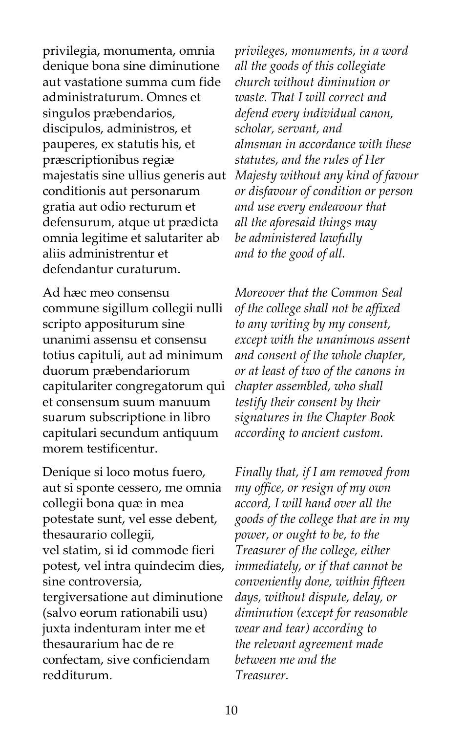privilegia, monumenta, omnia denique bona sine diminutione aut vastatione summa cum fide administraturum. Omnes et singulos præbendarios, discipulos, administros, et pauperes, ex statutis his, et præscriptionibus regiæ majestatis sine ullius generis aut conditionis aut personarum gratia aut odio recturum et defensurum, atque ut prædicta omnia legitime et salutariter ab aliis administrentur et defendantur curaturum.

*privileges, monuments, in a word all the goods of this collegiate church without diminution or waste. That I will correct and defend every individual canon, scholar, servant, and almsman in accordance with these statutes, and the rules of Her Majesty without any kind of favour or disfavour of condition or person and use every endeavour that all the aforesaid things may be administered lawfully and to the good of all.*

Ad hæc meo consensu commune sigillum collegii nulli scripto appositurum sine unanimi assensu et consensu totius capituli, aut ad minimum duorum præbendariorum capitulariter congregatorum qui et consensum suum manuum suarum subscriptione in libro capitulari secundum antiquum morem testificentur.

*Moreover that the Common Seal of the college shall not be affixed to any writing by my consent, except with the unanimous assent and consent of the whole chapter, or at least of two of the canons in chapter assembled, who shall testify their consent by their signatures in the Chapter Book according to ancient custom.*

Denique si loco motus fuero, aut si sponte cessero, me omnia collegii bona quæ in mea potestate sunt, vel esse debent, thesaurario collegii, vel statim, si id commode fieri potest, vel intra quindecim dies, sine controversia, tergiversatione aut diminutione (salvo eorum rationabili usu) juxta indenturam inter me et thesaurarium hac de re confectam, sive conficiendam redditurum.

*Finally that, if I am removed from my office, or resign of my own accord, I will hand over all the goods of the college that are in my power, or ought to be, to the Treasurer of the college, either immediately, or if that cannot be conveniently done, within fifteen days, without dispute, delay, or diminution (except for reasonable wear and tear) according to the relevant agreement made between me and the Treasurer.*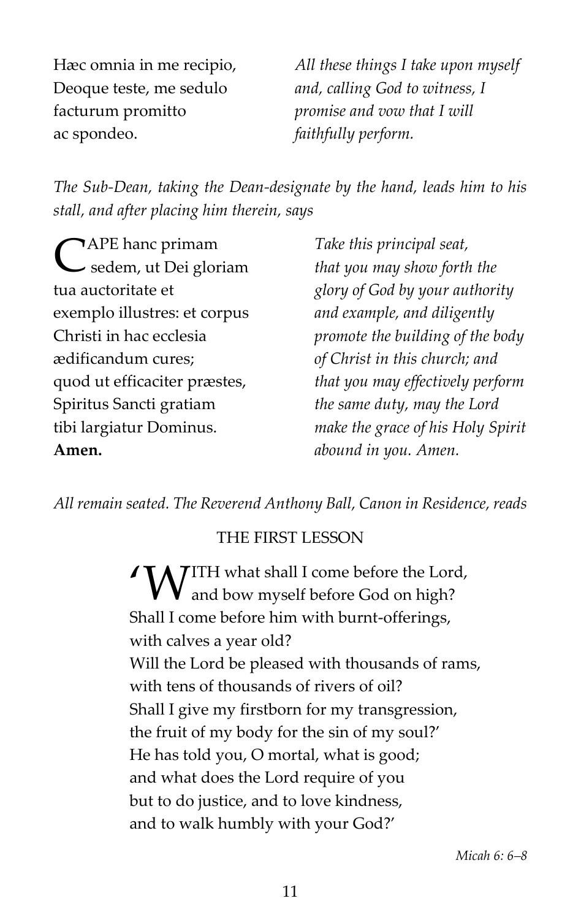Hæc omnia in me recipio, Deoque teste, me sedulo facturum promitto ac spondeo.

*All these things I take upon myself and, calling God to witness, I promise and vow that I will faithfully perform.*

*The Sub-Dean, taking the Dean-designate by the hand, leads him to his stall, and after placing him therein, says*

CAPE hanc primam sedem, ut Dei gloriam tua auctoritate et exemplo illustres: et corpus Christi in hac ecclesia ædificandum cures; quod ut efficaciter præstes, Spiritus Sancti gratiam tibi largiatur Dominus. **Amen.**

*Take this principal seat, that you may show forth the glory of God by your authority and example, and diligently promote the building of the body of Christ in this church; and that you may effectively perform the same duty, may the Lord make the grace of his Holy Spirit abound in you. Amen.*

*All remain seated. The Reverend Anthony Ball, Canon in Residence, reads*

## THE FIRST LESSON

'WITH what shall I come before the Lord,
and bow myself before God on high?
Shall I come before him with burnt-offerings,
with calves a year old?
Will the Lord be pleased with thousands of rams,
with tens of thousands of rivers of oil?
Shall I give my firstborn for my transgression,
the fruit of my body for the sin of my soul?'
He has told you, O mortal, what is good;
and what does the Lord require of you
but to do justice, and to love kindness,
and to walk humbly with your God?'

*Micah 6: 6–8*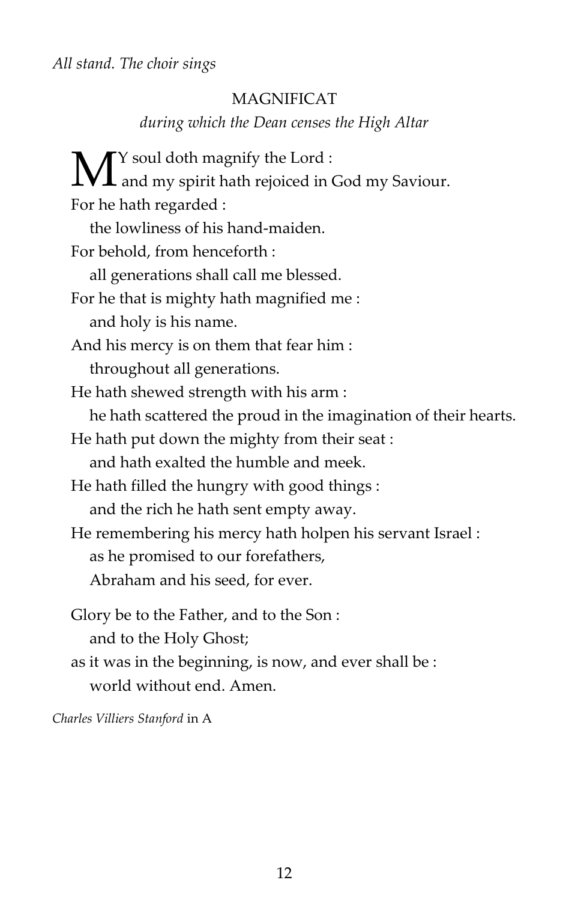*All stand. The choir sings*

## MAGNIFICAT

*during which the Dean censes the High Altar*

MY soul doth magnify the Lord :
and my spirit hath rejoiced in God my Saviour.
For he hath regarded :
the lowliness of his hand-maiden.
For behold, from henceforth :
all generations shall call me blessed.
For he that is mighty hath magnified me :
and holy is his name.
And his mercy is on them that fear him :
throughout all generations.
He hath shewed strength with his arm :
he hath scattered the proud in the imagination of their hearts.
He hath put down the mighty from their seat :
and hath exalted the humble and meek.
He hath filled the hungry with good things :
and the rich he hath sent empty away.
He remembering his mercy hath holpen his servant Israel :
as he promised to our forefathers,
Abraham and his seed, for ever.

Glory be to the Father, and to the Son :
and to the Holy Ghost;
as it was in the beginning, is now, and ever shall be :
world without end. Amen.

*Charles Villiers Stanford* in A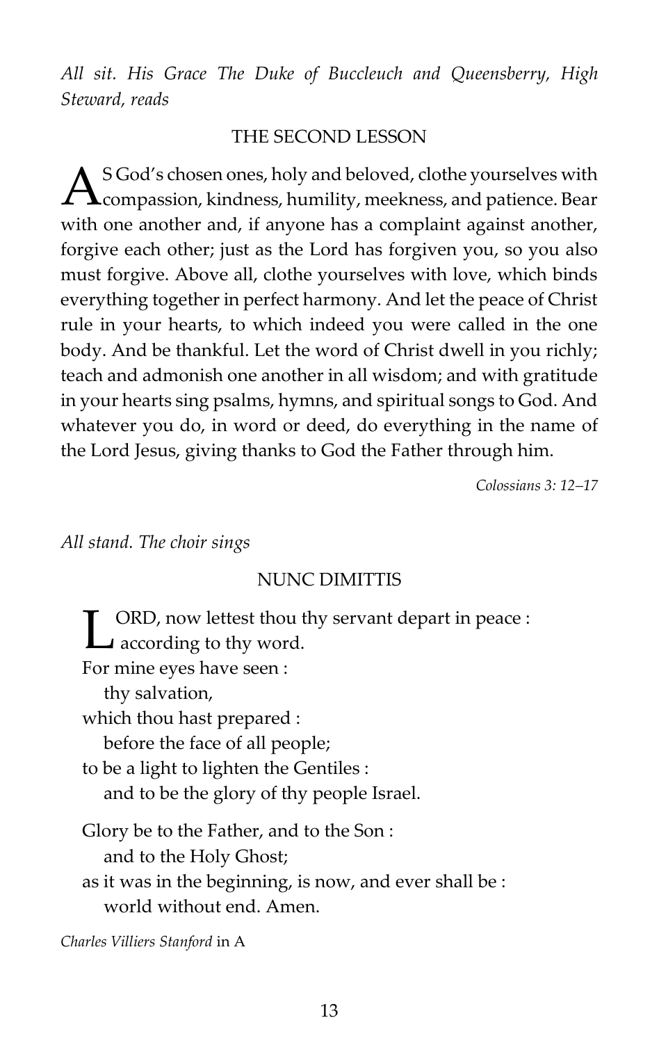*All sit. His Grace The Duke of Buccleuch and Queensberry, High Steward, reads*

## THE SECOND LESSON

AS God's chosen ones, holy and beloved, clothe yourselves with compassion, kindness, humility, meekness, and patience. Bear with one another and, if anyone has a complaint against another, forgive each other; just as the Lord has forgiven you, so you also must forgive. Above all, clothe yourselves with love, which binds everything together in perfect harmony. And let the peace of Christ rule in your hearts, to which indeed you were called in the one body. And be thankful. Let the word of Christ dwell in you richly; teach and admonish one another in all wisdom; and with gratitude in your hearts sing psalms, hymns, and spiritual songs to God. And whatever you do, in word or deed, do everything in the name of the Lord Jesus, giving thanks to God the Father through him.

*Colossians 3: 12–17*

*All stand. The choir sings*

## NUNC DIMITTIS

LORD, now lettest thou thy servant depart in peace :
according to thy word.
For mine eyes have seen :
thy salvation,
which thou hast prepared :
before the face of all people;
to be a light to lighten the Gentiles :
and to be the glory of thy people Israel.

Glory be to the Father, and to the Son :
and to the Holy Ghost;
as it was in the beginning, is now, and ever shall be :
world without end. Amen.

*Charles Villiers Stanford* in A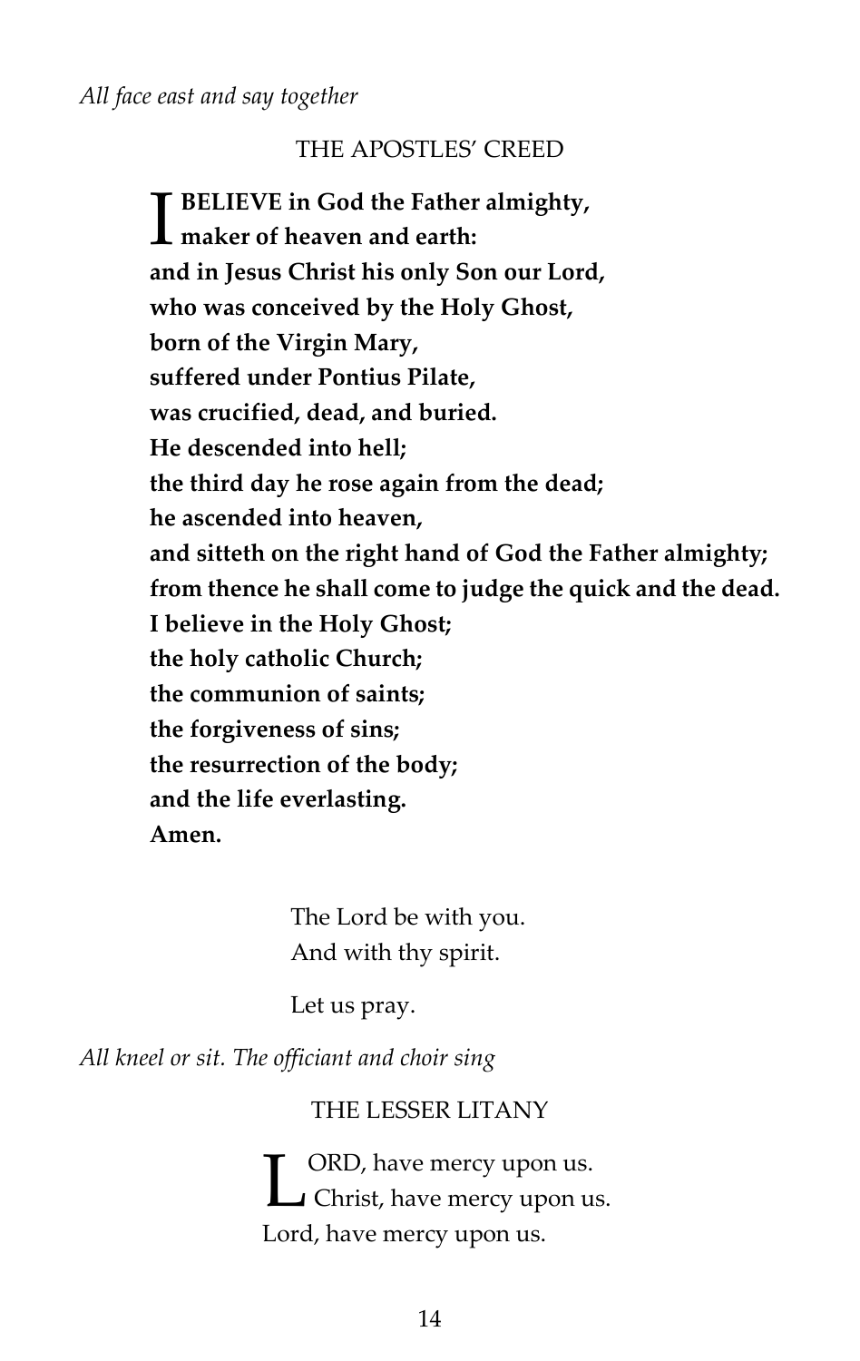*All face east and say together*

## THE APOSTLES' CREED

**I BELIEVE in God the Father almighty,**
**maker of heaven and earth:**
**and in Jesus Christ his only Son our Lord,**
**who was conceived by the Holy Ghost,**
**born of the Virgin Mary,**
**suffered under Pontius Pilate,**
**was crucified, dead, and buried.**
**He descended into hell;**
**the third day he rose again from the dead;**
**he ascended into heaven,**
**and sitteth on the right hand of God the Father almighty;**
**from thence he shall come to judge the quick and the dead.**
**I believe in the Holy Ghost;**
**the holy catholic Church;**
**the communion of saints;**
**the forgiveness of sins;**
**the resurrection of the body;**
**and the life everlasting.**
**Amen.**

The Lord be with you.
And with thy spirit.

Let us pray.

*All kneel or sit. The officiant and choir sing*

## THE LESSER LITANY

LORD, have mercy upon us.
Christ, have mercy upon us.
Lord, have mercy upon us.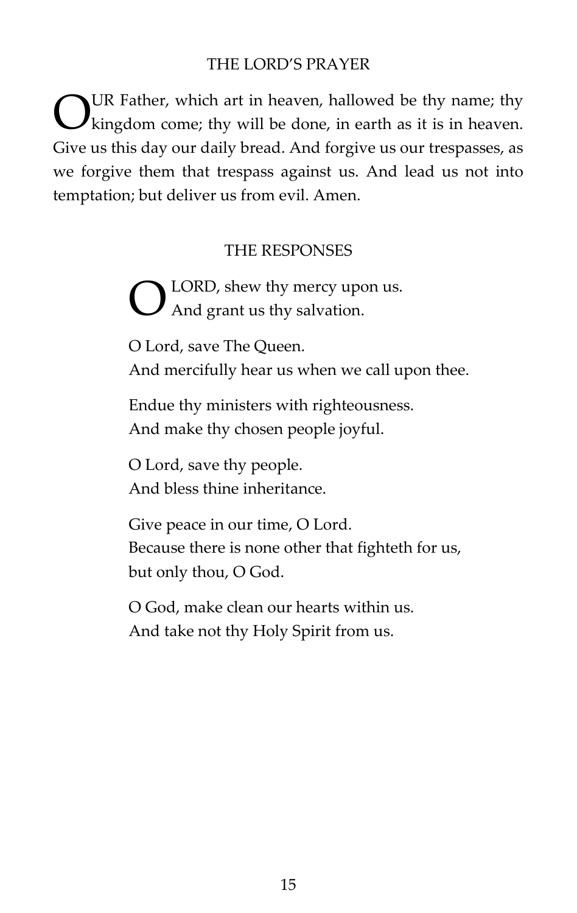## THE LORD'S PRAYER

OUR Father, which art in heaven, hallowed be thy name; thy kingdom come; thy will be done, in earth as it is in heaven. Give us this day our daily bread. And forgive us our trespasses, as we forgive them that trespass against us. And lead us not into temptation; but deliver us from evil. Amen.

## THE RESPONSES

O LORD, shew thy mercy upon us.
And grant us thy salvation.

O Lord, save The Queen.
And mercifully hear us when we call upon thee.

Endue thy ministers with righteousness.
And make thy chosen people joyful.

O Lord, save thy people.
And bless thine inheritance.

Give peace in our time, O Lord.
Because there is none other that fighteth for us, but only thou, O God.

O God, make clean our hearts within us.
And take not thy Holy Spirit from us.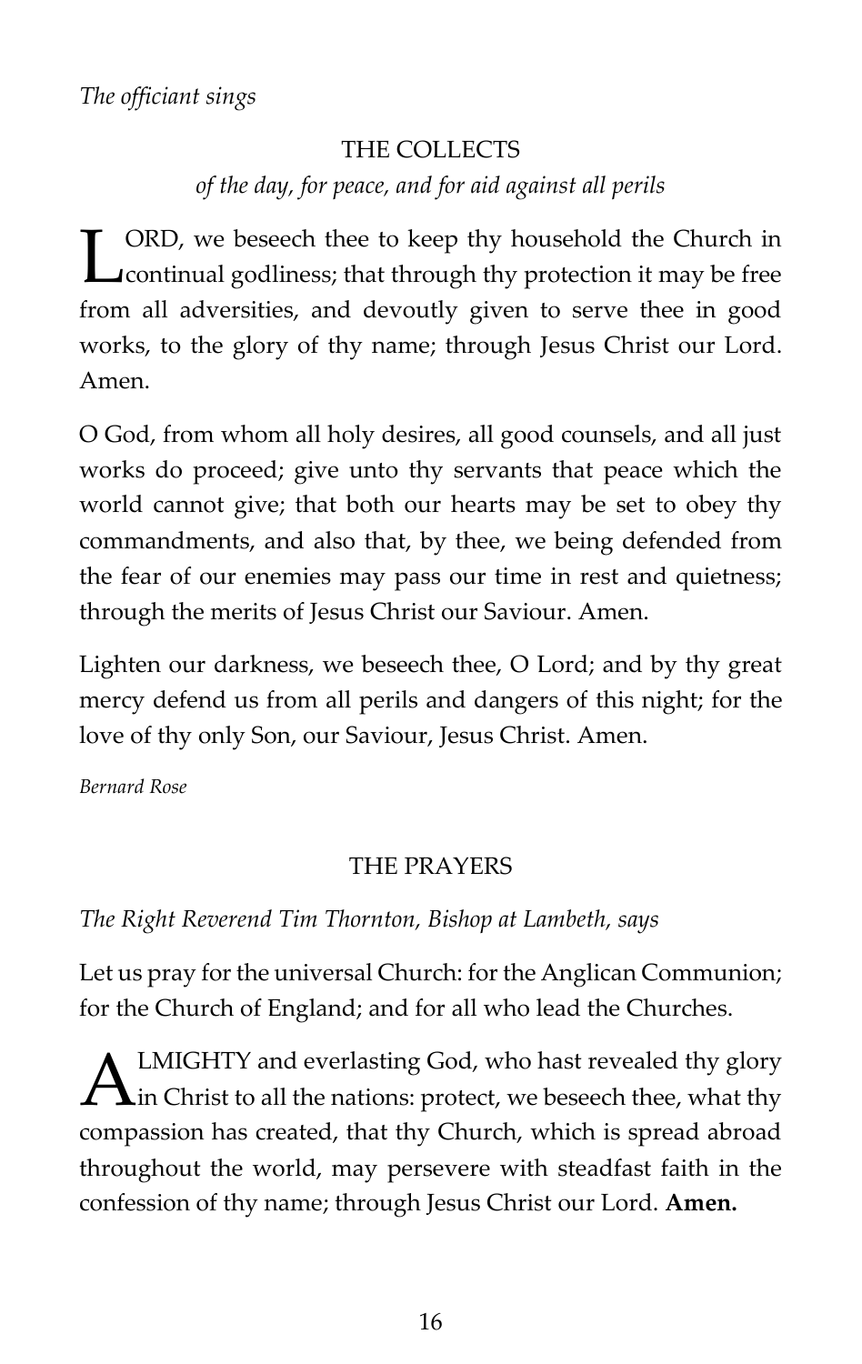*The officiant sings*

## THE COLLECTS

*of the day, for peace, and for aid against all perils*

LORD, we beseech thee to keep thy household the Church in continual godliness; that through thy protection it may be free from all adversities, and devoutly given to serve thee in good works, to the glory of thy name; through Jesus Christ our Lord. Amen.

O God, from whom all holy desires, all good counsels, and all just works do proceed; give unto thy servants that peace which the world cannot give; that both our hearts may be set to obey thy commandments, and also that, by thee, we being defended from the fear of our enemies may pass our time in rest and quietness; through the merits of Jesus Christ our Saviour. Amen.

Lighten our darkness, we beseech thee, O Lord; and by thy great mercy defend us from all perils and dangers of this night; for the love of thy only Son, our Saviour, Jesus Christ. Amen.

*Bernard Rose*

## THE PRAYERS

*The Right Reverend Tim Thornton, Bishop at Lambeth, says*

Let us pray for the universal Church: for the Anglican Communion; for the Church of England; and for all who lead the Churches.

ALMIGHTY and everlasting God, who hast revealed thy glory in Christ to all the nations: protect, we beseech thee, what thy compassion has created, that thy Church, which is spread abroad throughout the world, may persevere with steadfast faith in the confession of thy name; through Jesus Christ our Lord. **Amen.**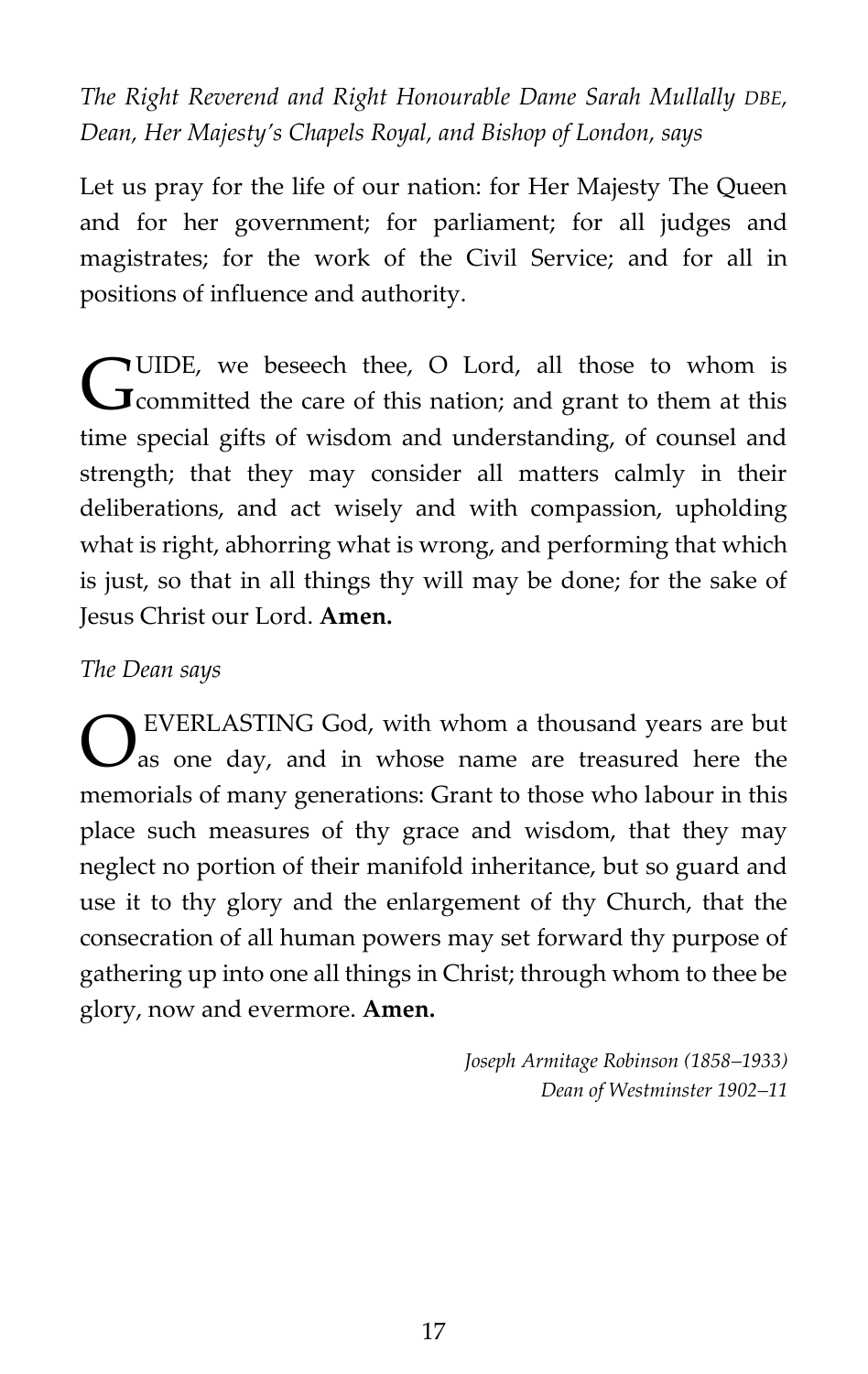*The Right Reverend and Right Honourable Dame Sarah Mullally DBE, Dean, Her Majesty's Chapels Royal, and Bishop of London, says*

Let us pray for the life of our nation: for Her Majesty The Queen and for her government; for parliament; for all judges and magistrates; for the work of the Civil Service; and for all in positions of influence and authority.

GUIDE, we beseech thee, O Lord, all those to whom is committed the care of this nation; and grant to them at this time special gifts of wisdom and understanding, of counsel and strength; that they may consider all matters calmly in their deliberations, and act wisely and with compassion, upholding what is right, abhorring what is wrong, and performing that which is just, so that in all things thy will may be done; for the sake of Jesus Christ our Lord. **Amen.**

*The Dean says*

O EVERLASTING God, with whom a thousand years are but as one day, and in whose name are treasured here the memorials of many generations: Grant to those who labour in this place such measures of thy grace and wisdom, that they may neglect no portion of their manifold inheritance, but so guard and use it to thy glory and the enlargement of thy Church, that the consecration of all human powers may set forward thy purpose of gathering up into one all things in Christ; through whom to thee be glory, now and evermore. **Amen.**

*Joseph Armitage Robinson (1858–1933)*
*Dean of Westminster 1902–11*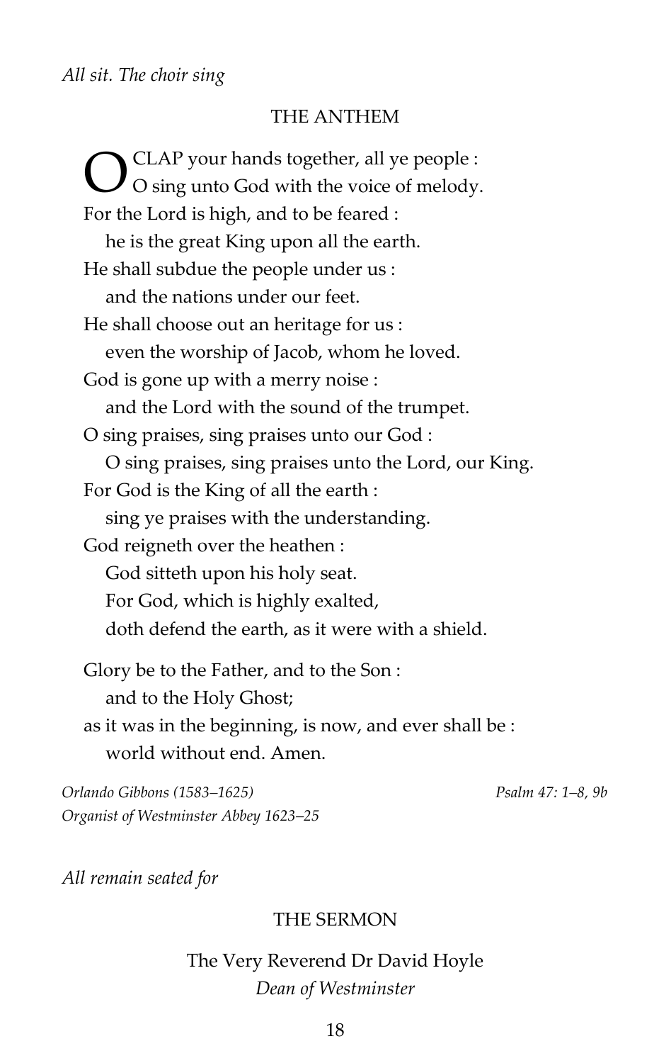*All sit. The choir sing*

## THE ANTHEM

O CLAP your hands together, all ye people :  
O sing unto God with the voice of melody.  
For the Lord is high, and to be feared :  
he is the great King upon all the earth.  
He shall subdue the people under us :  
and the nations under our feet.  
He shall choose out an heritage for us :  
even the worship of Jacob, whom he loved.  
God is gone up with a merry noise :  
and the Lord with the sound of the trumpet.  
O sing praises, sing praises unto our God :  
O sing praises, sing praises unto the Lord, our King.  
For God is the King of all the earth :  
sing ye praises with the understanding.  
God reigneth over the heathen :  
God sitteth upon his holy seat.  
For God, which is highly exalted,  
doth defend the earth, as it were with a shield.

Glory be to the Father, and to the Son :  
and to the Holy Ghost;  
as it was in the beginning, is now, and ever shall be :  
world without end. Amen.

*Orlando Gibbons (1583–1625)*  
*Organist of Westminster Abbey 1623–25*

*Psalm 47: 1–8, 9b*

*All remain seated for*

## THE SERMON

The Very Reverend Dr David Hoyle  
*Dean of Westminster*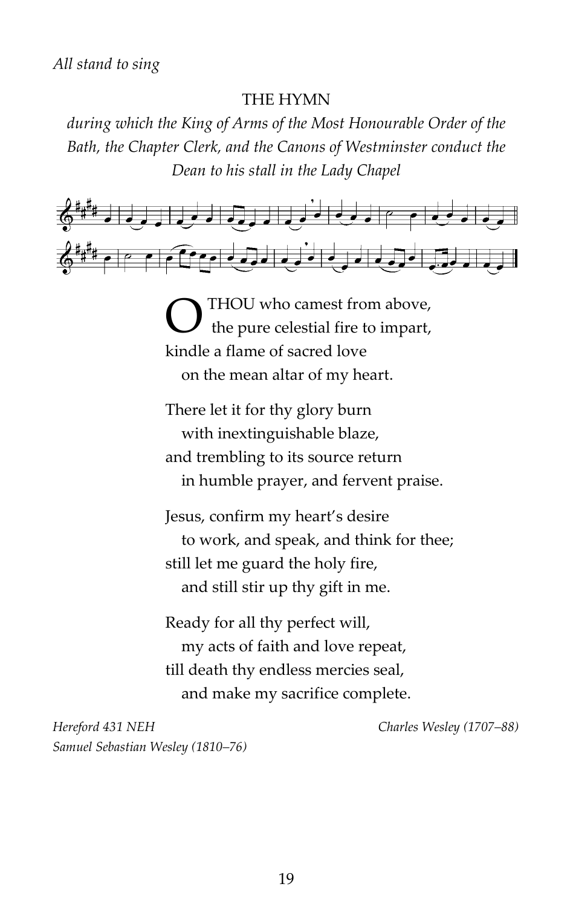*All stand to sing*

## THE HYMN

*during which the King of Arms of the Most Honourable Order of the Bath, the Chapter Clerk, and the Canons of Westminster conduct the Dean to his stall in the Lady Chapel*

O THOU who camest from above,
 the pure celestial fire to impart,
kindle a flame of sacred love
 on the mean altar of my heart.

There let it for thy glory burn
 with inextinguishable blaze,
and trembling to its source return
 in humble prayer, and fervent praise.

Jesus, confirm my heart's desire
 to work, and speak, and think for thee;
still let me guard the holy fire,
 and still stir up thy gift in me.

Ready for all thy perfect will,
 my acts of faith and love repeat,
till death thy endless mercies seal,
 and make my sacrifice complete.

*Hereford 431 NEH*
*Samuel Sebastian Wesley (1810–76)*

*Charles Wesley (1707–88)*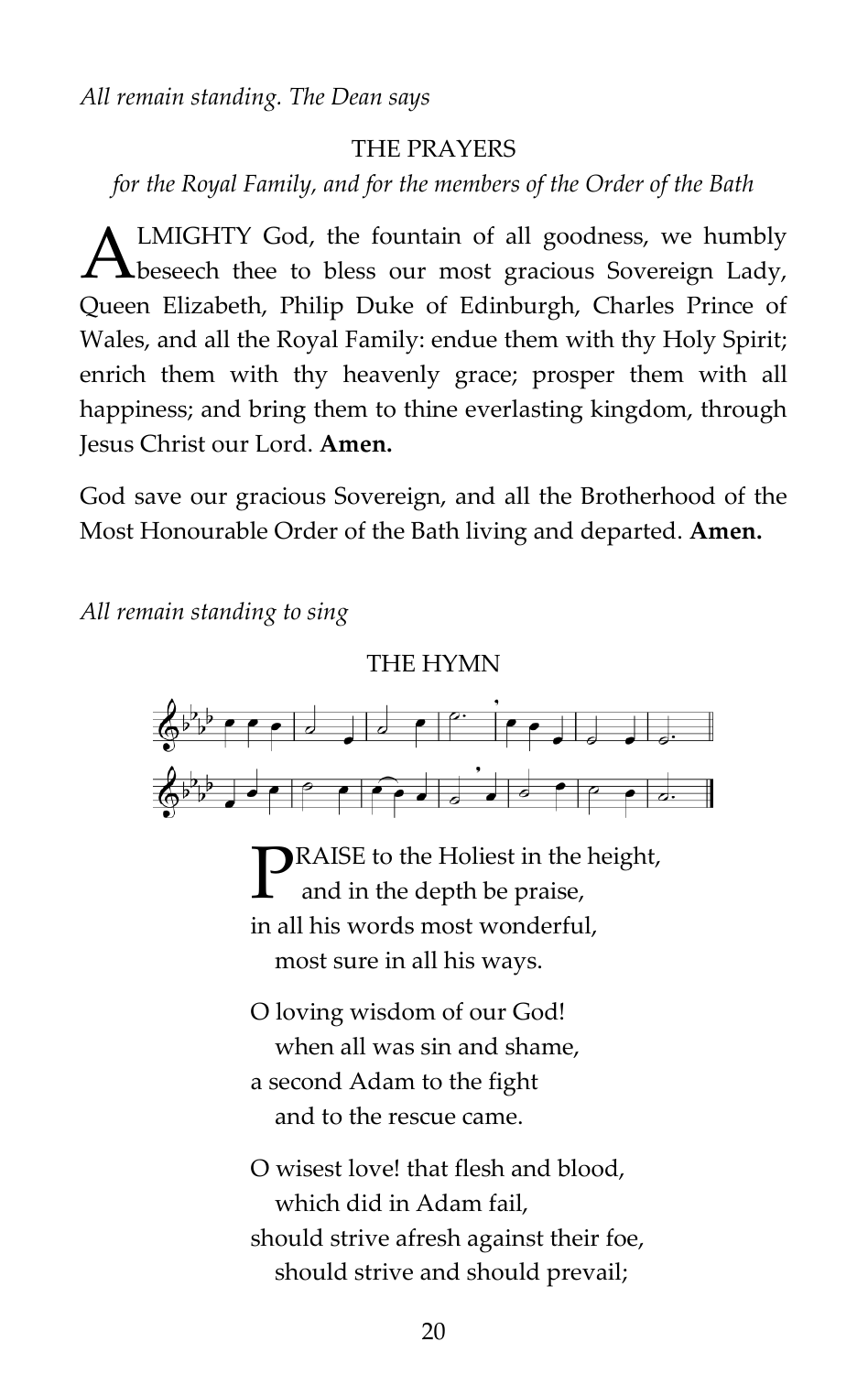*All remain standing. The Dean says*

THE PRAYERS

*for the Royal Family, and for the members of the Order of the Bath*

ALMIGHTY God, the fountain of all goodness, we humbly beseech thee to bless our most gracious Sovereign Lady, Queen Elizabeth, Philip Duke of Edinburgh, Charles Prince of Wales, and all the Royal Family: endue them with thy Holy Spirit; enrich them with thy heavenly grace; prosper them with all happiness; and bring them to thine everlasting kingdom, through Jesus Christ our Lord. **Amen.**

God save our gracious Sovereign, and all the Brotherhood of the Most Honourable Order of the Bath living and departed. **Amen.**

*All remain standing to sing*

THE HYMN

PRAISE to the Holiest in the height,
and in the depth be praise,
in all his words most wonderful,
most sure in all his ways.

O loving wisdom of our God!
when all was sin and shame,
a second Adam to the fight
and to the rescue came.

O wisest love! that flesh and blood,
which did in Adam fail,
should strive afresh against their foe,
should strive and should prevail;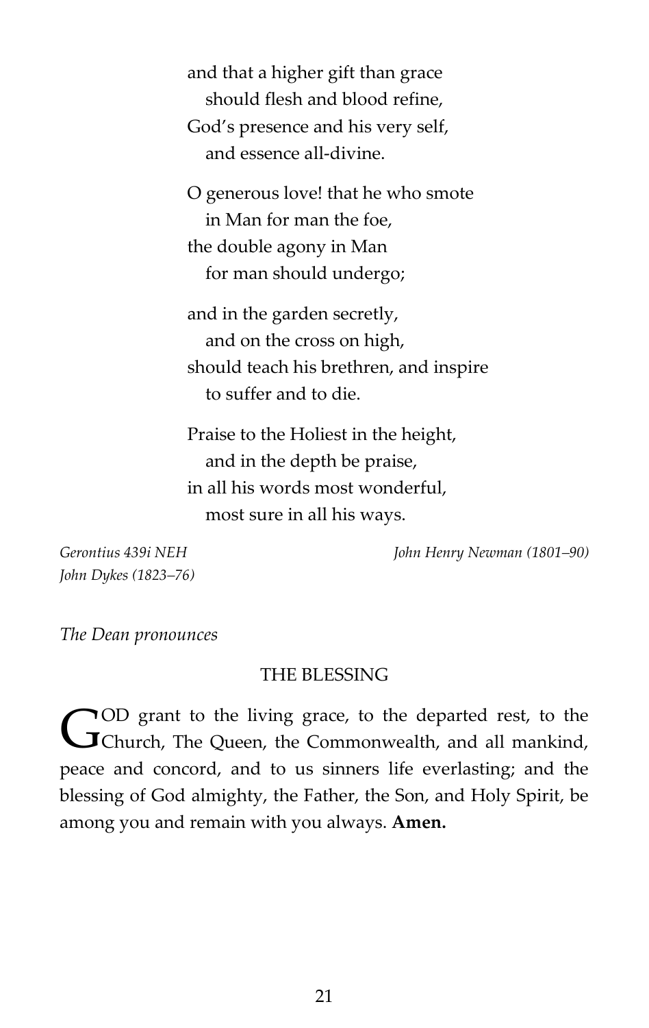and that a higher gift than grace
   should flesh and blood refine,
God's presence and his very self,
   and essence all-divine.

O generous love! that he who smote
   in Man for man the foe,
the double agony in Man
   for man should undergo;

and in the garden secretly,
   and on the cross on high,
should teach his brethren, and inspire
   to suffer and to die.

Praise to the Holiest in the height,
   and in the depth be praise,
in all his words most wonderful,
   most sure in all his ways.

*Gerontius 439i NEH* — *John Henry Newman (1801–90)*
*John Dykes (1823–76)*

*The Dean pronounces*

## THE BLESSING

GOD grant to the living grace, to the departed rest, to the Church, The Queen, the Commonwealth, and all mankind, peace and concord, and to us sinners life everlasting; and the blessing of God almighty, the Father, the Son, and Holy Spirit, be among you and remain with you always. **Amen.**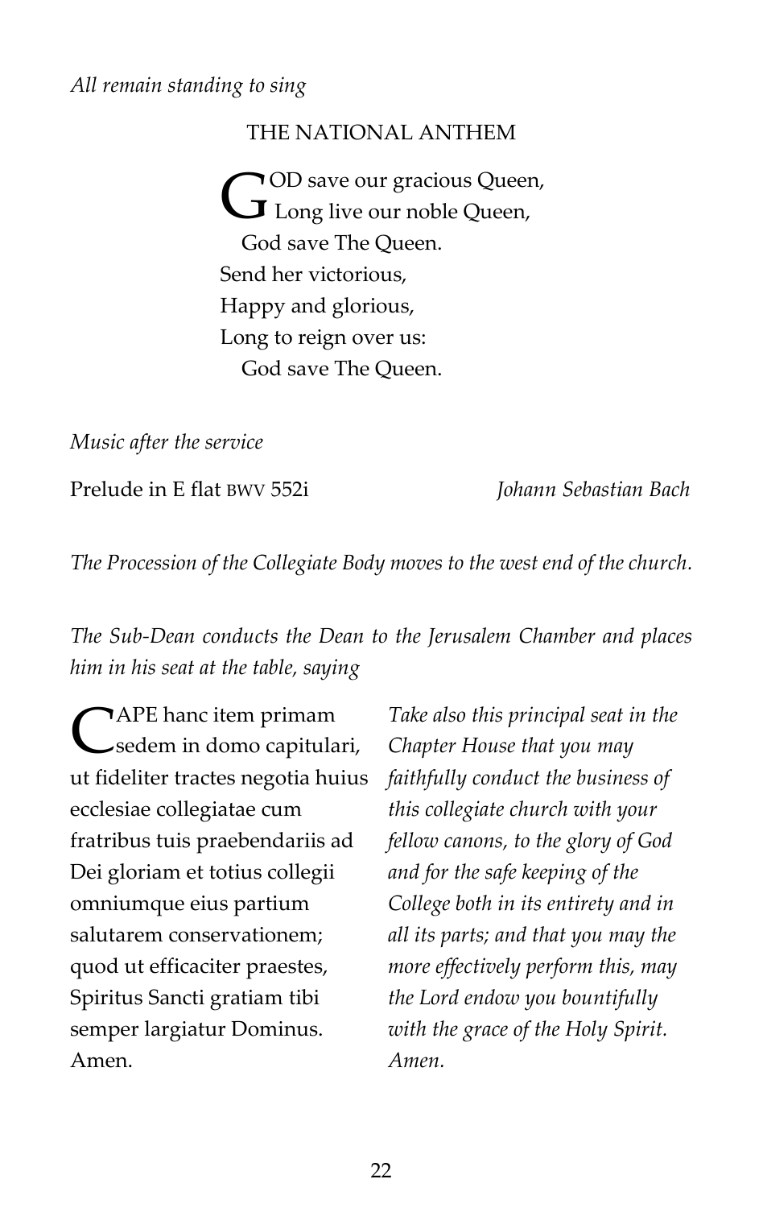*All remain standing to sing*

## THE NATIONAL ANTHEM

GOD save our gracious Queen,
Long live our noble Queen,
God save The Queen.
Send her victorious,
Happy and glorious,
Long to reign over us:
God save The Queen.

*Music after the service*

Prelude in E flat BWV 552i — *Johann Sebastian Bach*

*The Procession of the Collegiate Body moves to the west end of the church.*

*The Sub-Dean conducts the Dean to the Jerusalem Chamber and places him in his seat at the table, saying*

CAPE hanc item primam sedem in domo capitulari, ut fideliter tractes negotia huius ecclesiae collegiatae cum fratribus tuis praebendariis ad Dei gloriam et totius collegii omniumque eius partium salutarem conservationem; quod ut efficaciter praestes, Spiritus Sancti gratiam tibi semper largiatur Dominus. Amen.

*Take also this principal seat in the Chapter House that you may faithfully conduct the business of this collegiate church with your fellow canons, to the glory of God and for the safe keeping of the College both in its entirety and in all its parts; and that you may the more effectively perform this, may the Lord endow you bountifully with the grace of the Holy Spirit. Amen.*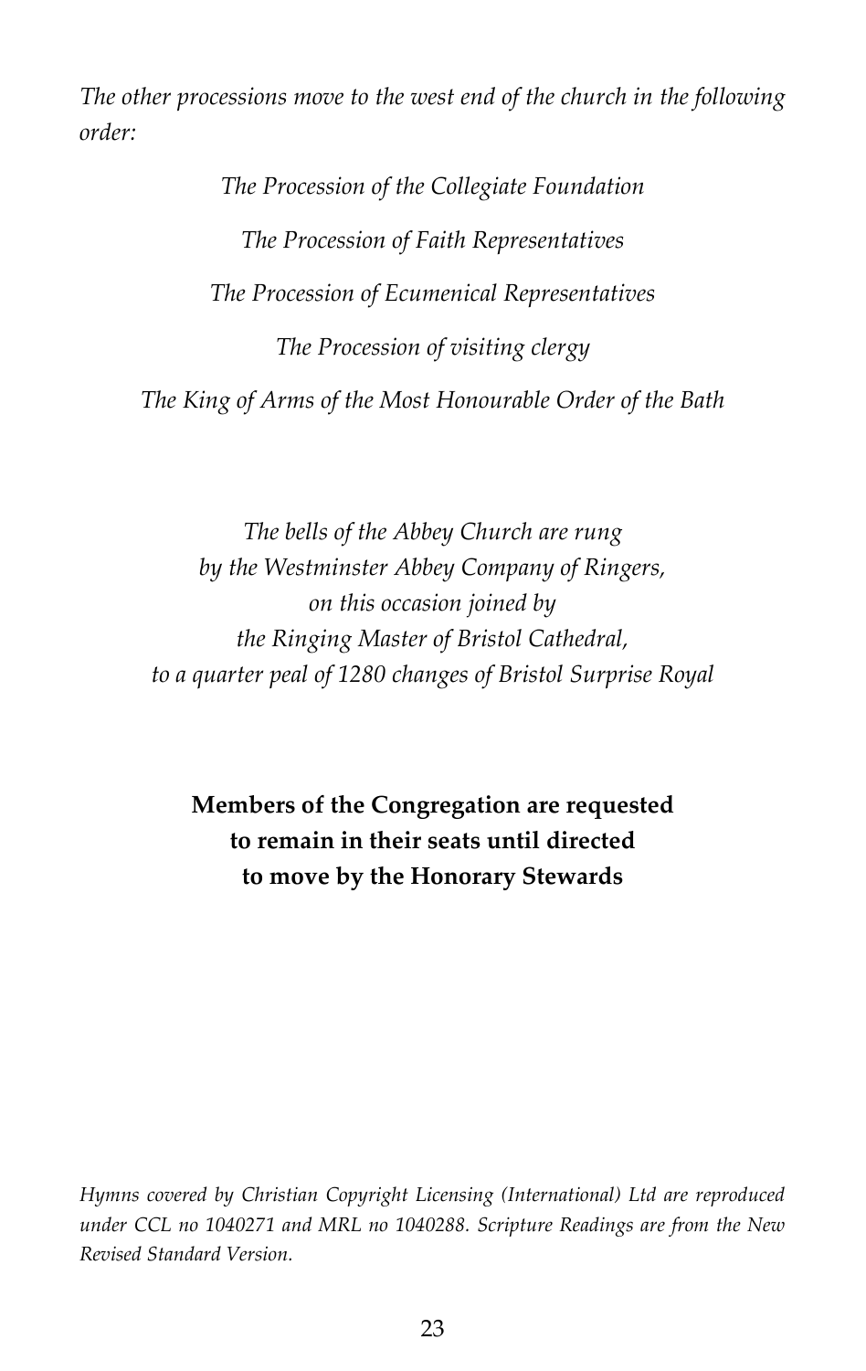*The other processions move to the west end of the church in the following order:*

*The Procession of the Collegiate Foundation*

*The Procession of Faith Representatives*

*The Procession of Ecumenical Representatives*

*The Procession of visiting clergy*

*The King of Arms of the Most Honourable Order of the Bath*

*The bells of the Abbey Church are rung*
*by the Westminster Abbey Company of Ringers,*
*on this occasion joined by*
*the Ringing Master of Bristol Cathedral,*
*to a quarter peal of 1280 changes of Bristol Surprise Royal*

**Members of the Congregation are requested**
**to remain in their seats until directed**
**to move by the Honorary Stewards**

*Hymns covered by Christian Copyright Licensing (International) Ltd are reproduced under CCL no 1040271 and MRL no 1040288. Scripture Readings are from the New Revised Standard Version.*